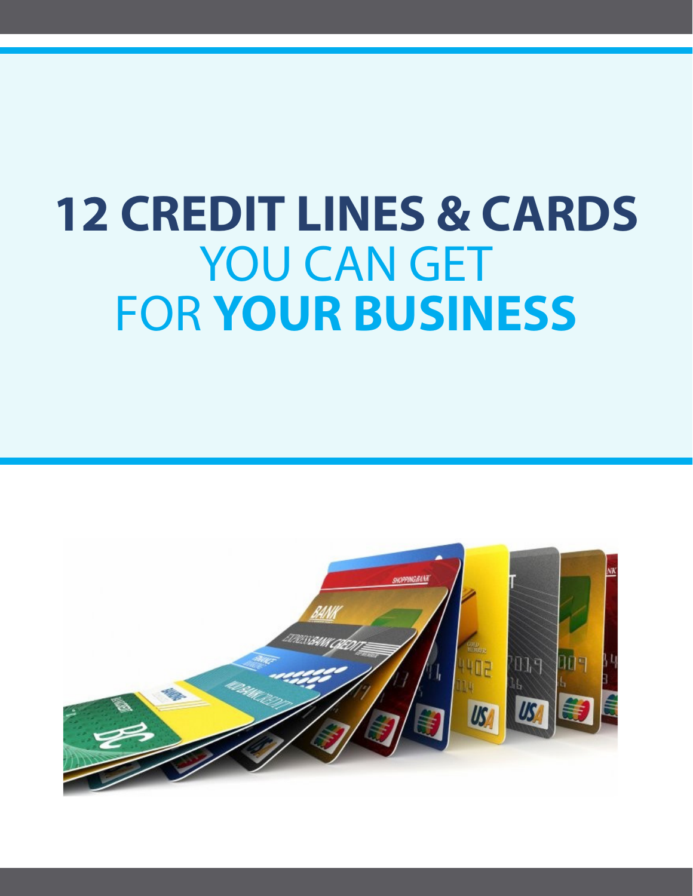# 12 CREDIT LINES & CARDS YOU CAN GET FOR YOUR BUSINESS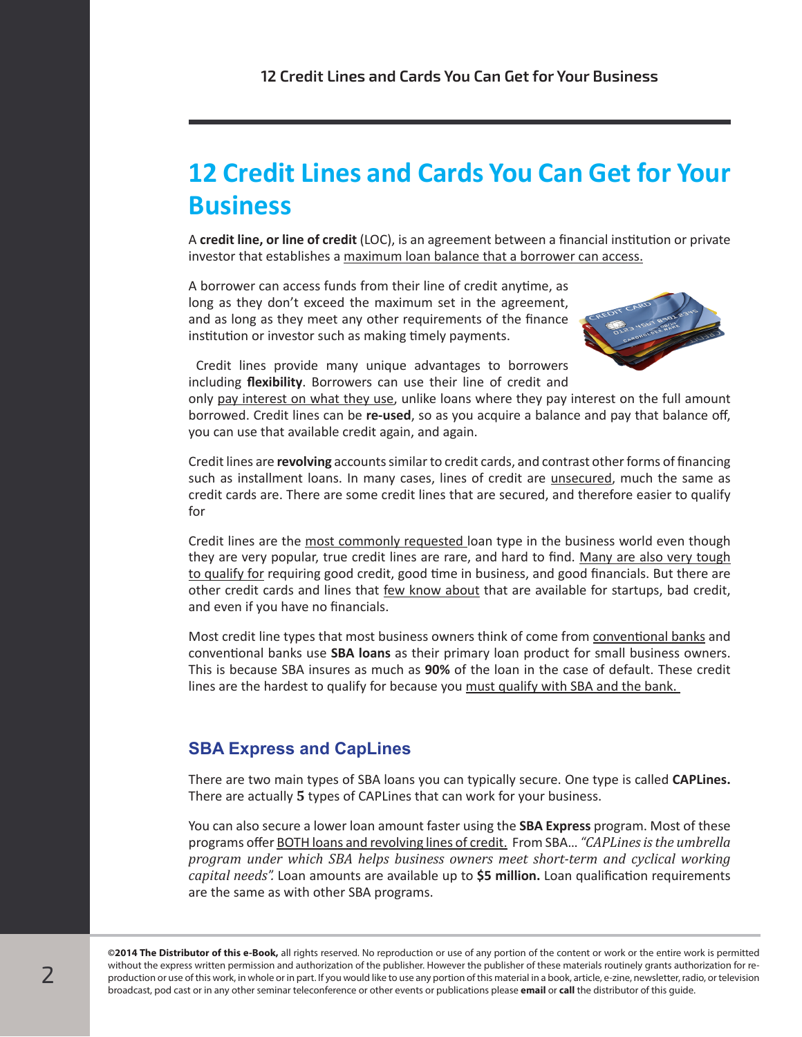# 12 Credit Lines and Cards You Can Get for Your Business

A **credit line, or line of credit** (LOC), is an agreement between a financial institution or private investor that establishes a maximum loan balance that a borrower can access.

A borrower can access funds from their line of credit anytime, as long as they don't exceed the maximum set in the agreement, and as long as they meet any other requirements of the finance institution or investor such as making timely payments.

Credit lines provide many unique advantages to borrowers including **flexibility**. Borrowers can use their line of credit and only pay interest on what they use, unlike loans where they pay interest on the full amount borrowed. Credit lines can be **re-used**, so as you acquire a balance and pay that balance off, you can use that available credit again, and again.

Credit lines are **revolving** accounts similar to credit cards, and contrast other forms of financing such as installment loans. In many cases, lines of credit are unsecured, much the same as credit cards are. There are some credit lines that are secured, and therefore easier to qualify for

Credit lines are the most commonly requested loan type in the business world even though they are very popular, true credit lines are rare, and hard to find. Many are also very tough to qualify for requiring good credit, good time in business, and good financials. But there are other credit cards and lines that few know about that are available for startups, bad credit, and even if you have no financials.

Most credit line types that most business owners think of come from conventional banks and conventional banks use **SBA loans** as their primary loan product for small business owners. This is because SBA insures as much as **90%** of the loan in the case of default. These credit lines are the hardest to qualify for because you must qualify with SBA and the bank.

## SBA Express and CapLines

There are two main types of SBA loans you can typically secure. One type is called **CAPLines.** There are actually **5** types of CAPLines that can work for your business.

You can also secure a lower loan amount faster using the **SBA Express** program. Most of these programs offer BOTH loans and revolving lines of credit. From SBA... *"CAPLines is the umbrella program under which SBA helps business owners meet short-term and cyclical working capital needs".* Loan amounts are available up to **$5 million.** Loan qualification requirements are the same as with other SBA programs.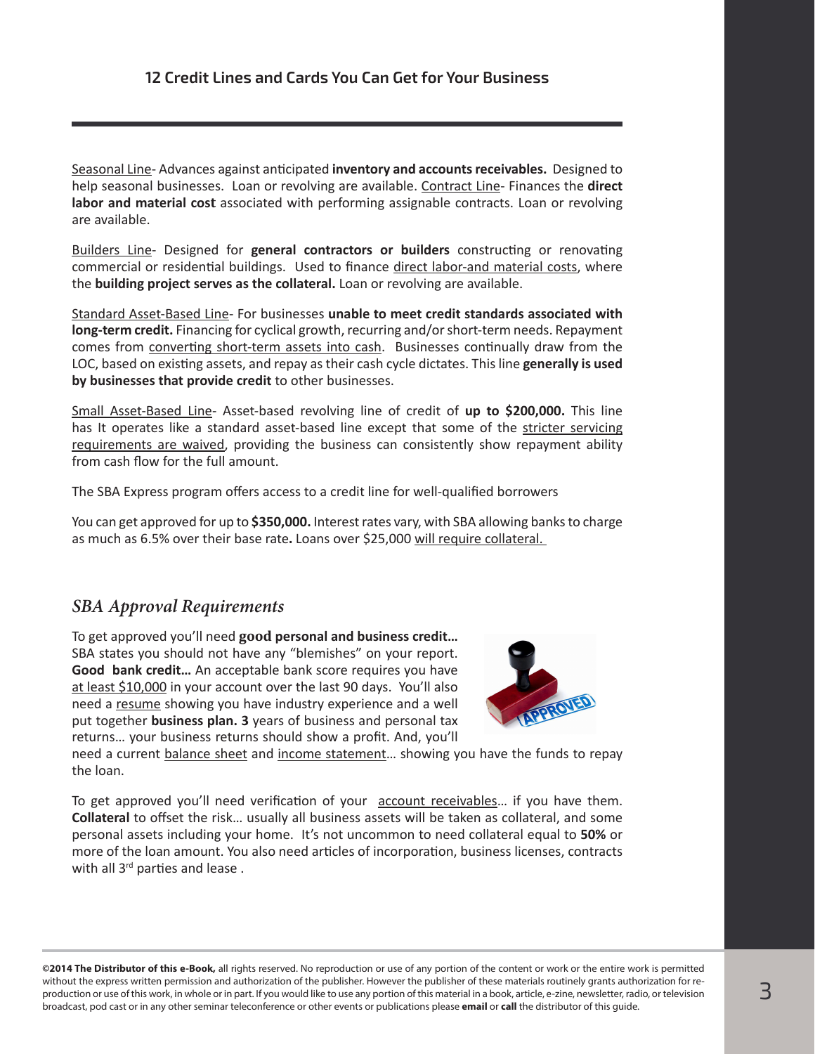## 12 Credit Lines and Cards You Can Get for Your Business

Seasonal Line- Advances against anticipated **inventory and accounts receivables.** Designed to help seasonal businesses. Loan or revolving are available. Contract Line- Finances the **direct labor and material cost** associated with performing assignable contracts. Loan or revolving are available.

Builders Line- Designed for **general contractors or builders** constructing or renovating commercial or residential buildings. Used to finance direct labor-and material costs, where the **building project serves as the collateral.** Loan or revolving are available.

Standard Asset-Based Line- For businesses **unable to meet credit standards associated with long-term credit.** Financing for cyclical growth, recurring and/or short-term needs. Repayment comes from converting short-term assets into cash. Businesses continually draw from the LOC, based on existing assets, and repay as their cash cycle dictates. This line **generally is used by businesses that provide credit** to other businesses.

Small Asset-Based Line- Asset-based revolving line of credit of **up to $200,000.** This line has It operates like a standard asset-based line except that some of the stricter servicing requirements are waived, providing the business can consistently show repayment ability from cash flow for the full amount.

The SBA Express program offers access to a credit line for well-qualified borrowers

You can get approved for up to **$350,000.** Interest rates vary, with SBA allowing banks to charge as much as 6.5% over their base rate**.** Loans over $25,000 will require collateral.

### *SBA Approval Requirements*

To get approved you'll need **good personal and business credit…** SBA states you should not have any "blemishes" on your report. **Good bank credit…** An acceptable bank score requires you have at least $10,000 in your account over the last 90 days. You'll also need a resume showing you have industry experience and a well put together **business plan. 3** years of business and personal tax returns… your business returns should show a profit. And, you'll need a current balance sheet and income statement… showing you have the funds to repay the loan.

To get approved you'll need verification of your account receivables… if you have them. **Collateral** to offset the risk… usually all business assets will be taken as collateral, and some personal assets including your home. It's not uncommon to need collateral equal to **50%** or more of the loan amount. You also need articles of incorporation, business licenses, contracts with all 3rd parties and lease .

**©2014 The Distributor of this e-Book,** all rights reserved. No reproduction or use of any portion of the content or work or the entire work is permitted without the express written permission and authorization of the publisher. However the publisher of these materials routinely grants authorization for reproduction or use of this work, in whole or in part. If you would like to use any portion of this material in a book, article, e-zine, newsletter, radio, or television broadcast, pod cast or in any other seminar teleconference or other events or publications please **email** or **call** the distributor of this guide.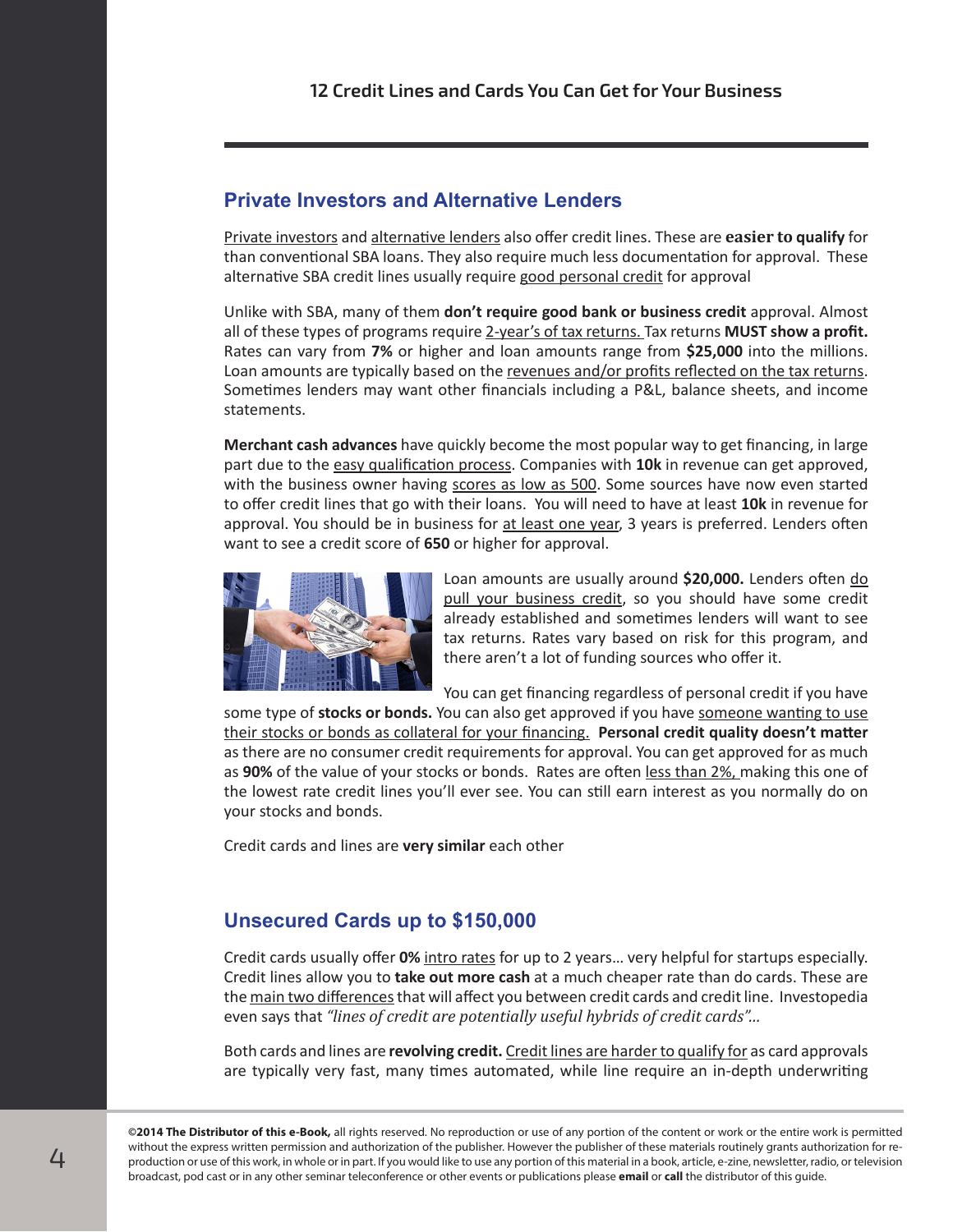## Private Investors and Alternative Lenders

Private investors and alternative lenders also offer credit lines. These are **easier to qualify** for than conventional SBA loans. They also require much less documentation for approval. These alternative SBA credit lines usually require good personal credit for approval

Unlike with SBA, many of them **don't require good bank or business credit** approval. Almost all of these types of programs require 2-year's of tax returns. Tax returns **MUST show a profit.** Rates can vary from **7%** or higher and loan amounts range from **$25,000** into the millions. Loan amounts are typically based on the revenues and/or profits reflected on the tax returns. Sometimes lenders may want other financials including a P&L, balance sheets, and income statements.

**Merchant cash advances** have quickly become the most popular way to get financing, in large part due to the easy qualification process. Companies with **10k** in revenue can get approved, with the business owner having scores as low as 500. Some sources have now even started to offer credit lines that go with their loans. You will need to have at least **10k** in revenue for approval. You should be in business for at least one year, 3 years is preferred. Lenders often want to see a credit score of **650** or higher for approval.

Loan amounts are usually around **$20,000.** Lenders often do pull your business credit, so you should have some credit already established and sometimes lenders will want to see tax returns. Rates vary based on risk for this program, and there aren't a lot of funding sources who offer it.

You can get financing regardless of personal credit if you have some type of **stocks or bonds.** You can also get approved if you have someone wanting to use their stocks or bonds as collateral for your financing. **Personal credit quality doesn't matter** as there are no consumer credit requirements for approval. You can get approved for as much as **90%** of the value of your stocks or bonds. Rates are often less than 2%, making this one of the lowest rate credit lines you'll ever see. You can still earn interest as you normally do on your stocks and bonds.

Credit cards and lines are **very similar** each other

## Unsecured Cards up to $150,000

Credit cards usually offer **0%** intro rates for up to 2 years… very helpful for startups especially. Credit lines allow you to **take out more cash** at a much cheaper rate than do cards. These are the main two differences that will affect you between credit cards and credit line. Investopedia even says that *"lines of credit are potentially useful hybrids of credit cards"…*

Both cards and lines are **revolving credit.** Credit lines are harder to qualify for as card approvals are typically very fast, many times automated, while line require an in-depth underwriting

**©2014 The Distributor of this e-Book,** all rights reserved. No reproduction or use of any portion of the content or work or the entire work is permitted without the express written permission and authorization of the publisher. However the publisher of these materials routinely grants authorization for reproduction or use of this work, in whole or in part. If you would like to use any portion of this material in a book, article, e-zine, newsletter, radio, or television broadcast, pod cast or in any other seminar teleconference or other events or publications please **email** or **call** the distributor of this guide.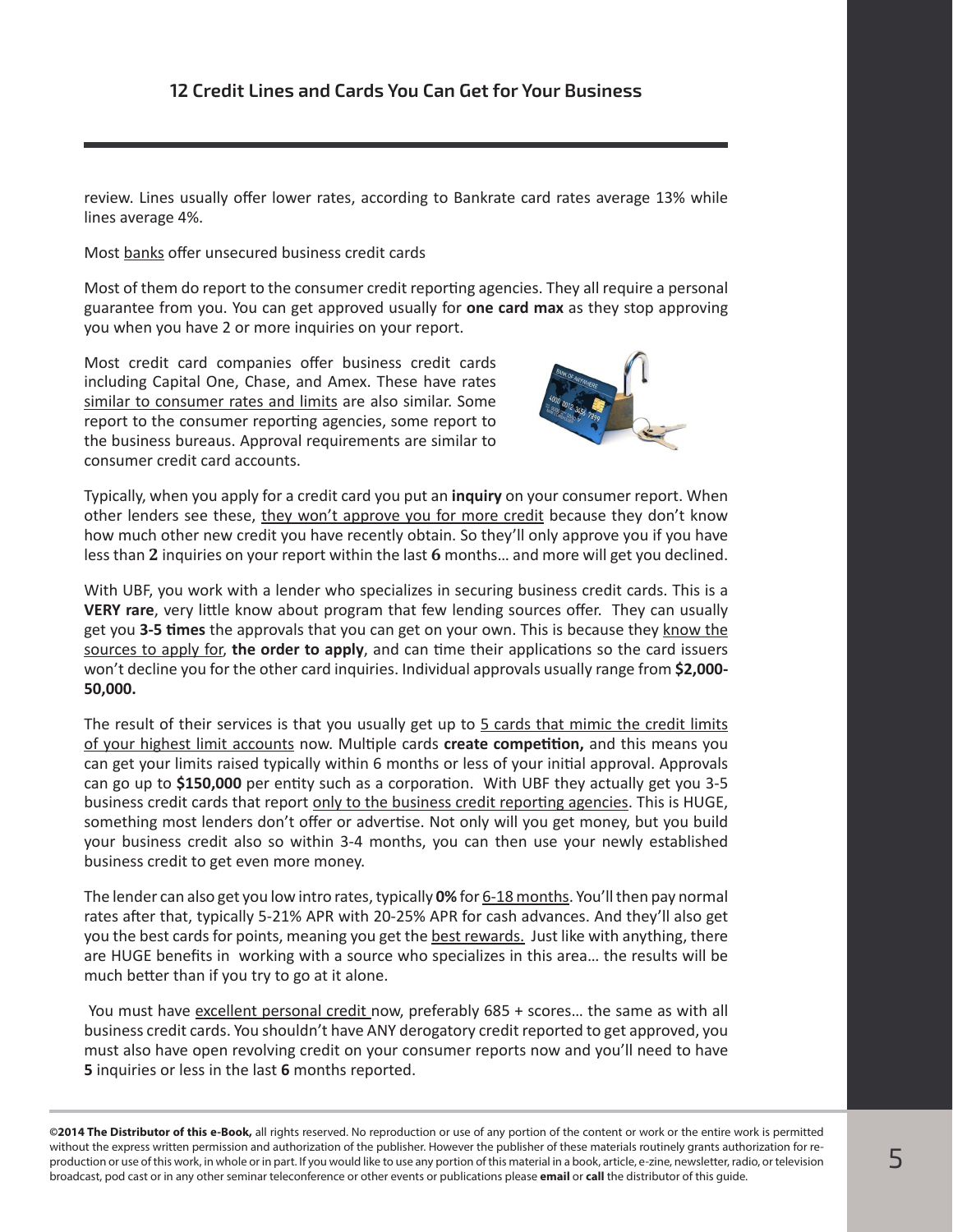review. Lines usually offer lower rates, according to Bankrate card rates average 13% while lines average 4%.

Most banks offer unsecured business credit cards

Most of them do report to the consumer credit reporting agencies. They all require a personal guarantee from you. You can get approved usually for **one card max** as they stop approving you when you have 2 or more inquiries on your report.

Most credit card companies offer business credit cards including Capital One, Chase, and Amex. These have rates similar to consumer rates and limits are also similar. Some report to the consumer reporting agencies, some report to the business bureaus. Approval requirements are similar to consumer credit card accounts.

Typically, when you apply for a credit card you put an **inquiry** on your consumer report. When other lenders see these, they won't approve you for more credit because they don't know how much other new credit you have recently obtain. So they'll only approve you if you have less than **2** inquiries on your report within the last **6** months… and more will get you declined.

With UBF, you work with a lender who specializes in securing business credit cards. This is a **VERY rare**, very little know about program that few lending sources offer. They can usually get you **3-5 times** the approvals that you can get on your own. This is because they know the sources to apply for, **the order to apply**, and can time their applications so the card issuers won't decline you for the other card inquiries. Individual approvals usually range from **$2,000-50,000.**

The result of their services is that you usually get up to 5 cards that mimic the credit limits of your highest limit accounts now. Multiple cards **create competition,** and this means you can get your limits raised typically within 6 months or less of your initial approval. Approvals can go up to **$150,000** per entity such as a corporation. With UBF they actually get you 3-5 business credit cards that report only to the business credit reporting agencies. This is HUGE, something most lenders don't offer or advertise. Not only will you get money, but you build your business credit also so within 3-4 months, you can then use your newly established business credit to get even more money.

The lender can also get you low intro rates, typically **0%** for 6-18 months. You'll then pay normal rates after that, typically 5-21% APR with 20-25% APR for cash advances. And they'll also get you the best cards for points, meaning you get the best rewards. Just like with anything, there are HUGE benefits in working with a source who specializes in this area… the results will be much better than if you try to go at it alone.

You must have excellent personal credit now, preferably 685 + scores… the same as with all business credit cards. You shouldn't have ANY derogatory credit reported to get approved, you must also have open revolving credit on your consumer reports now and you'll need to have **5** inquiries or less in the last **6** months reported.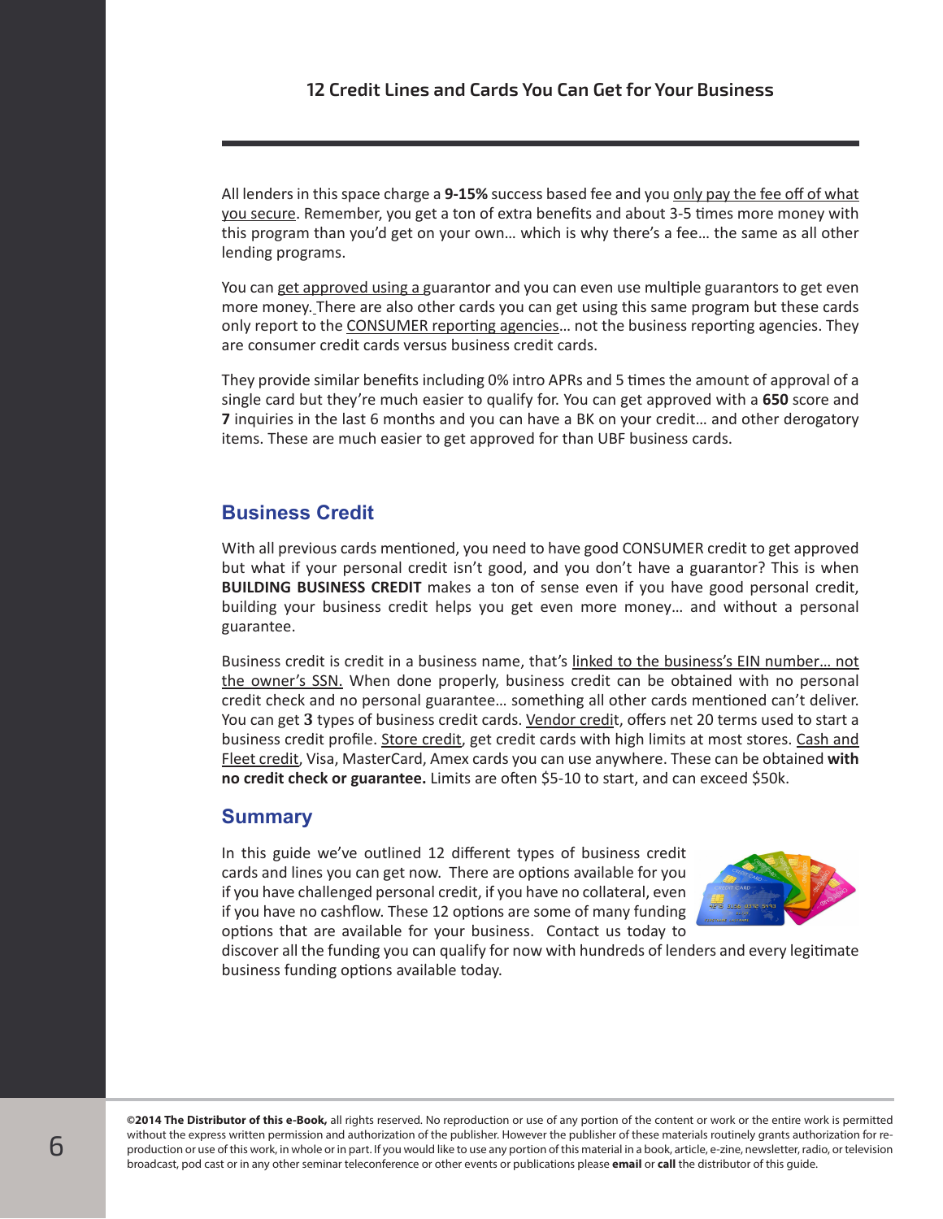All lenders in this space charge a **9-15%** success based fee and you only pay the fee off of what you secure. Remember, you get a ton of extra benefits and about 3-5 times more money with this program than you'd get on your own… which is why there's a fee… the same as all other lending programs.

You can get approved using a guarantor and you can even use multiple guarantors to get even more money. There are also other cards you can get using this same program but these cards only report to the CONSUMER reporting agencies… not the business reporting agencies. They are consumer credit cards versus business credit cards.

They provide similar benefits including 0% intro APRs and 5 times the amount of approval of a single card but they're much easier to qualify for. You can get approved with a **650** score and **7** inquiries in the last 6 months and you can have a BK on your credit… and other derogatory items. These are much easier to get approved for than UBF business cards.

## Business Credit

With all previous cards mentioned, you need to have good CONSUMER credit to get approved but what if your personal credit isn't good, and you don't have a guarantor? This is when **BUILDING BUSINESS CREDIT** makes a ton of sense even if you have good personal credit, building your business credit helps you get even more money… and without a personal guarantee.

Business credit is credit in a business name, that's linked to the business's EIN number… not the owner's SSN. When done properly, business credit can be obtained with no personal credit check and no personal guarantee… something all other cards mentioned can't deliver. You can get **3** types of business credit cards. Vendor credit, offers net 20 terms used to start a business credit profile. Store credit, get credit cards with high limits at most stores. Cash and Fleet credit, Visa, MasterCard, Amex cards you can use anywhere. These can be obtained **with no credit check or guarantee.** Limits are often $5-10 to start, and can exceed $50k.

## Summary

In this guide we've outlined 12 different types of business credit cards and lines you can get now. There are options available for you if you have challenged personal credit, if you have no collateral, even if you have no cashflow. These 12 options are some of many funding options that are available for your business. Contact us today to discover all the funding you can qualify for now with hundreds of lenders and every legitimate business funding options available today.

**©2014 The Distributor of this e-Book,** all rights reserved. No reproduction or use of any portion of the content or work or the entire work is permitted without the express written permission and authorization of the publisher. However the publisher of these materials routinely grants authorization for re-production or use of this work, in whole or in part. If you would like to use any portion of this material in a book, article, e-zine, newsletter, radio, or television broadcast, pod cast or in any other seminar teleconference or other events or publications please **email** or **call** the distributor of this guide.